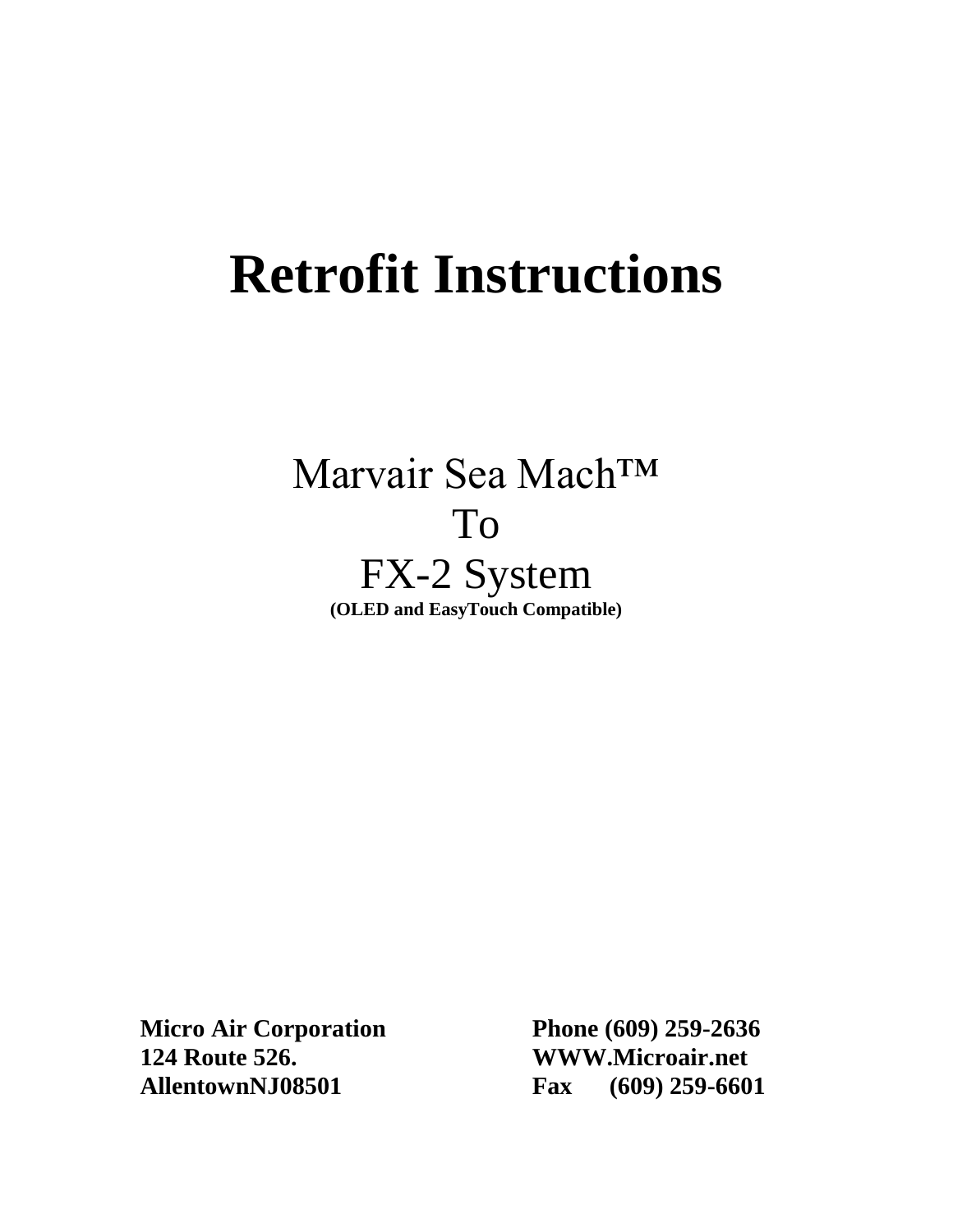# Retrofit Instructions

## Marvair Sea Mach™
## To
## FX-2 System

**(OLED and EasyTouch Compatible)**

**Micro Air Corporation**
**124 Route 526.**
**AllentownNJ08501**

**Phone (609) 259-2636**
**WWW.Microair.net**
**Fax (609) 259-6601**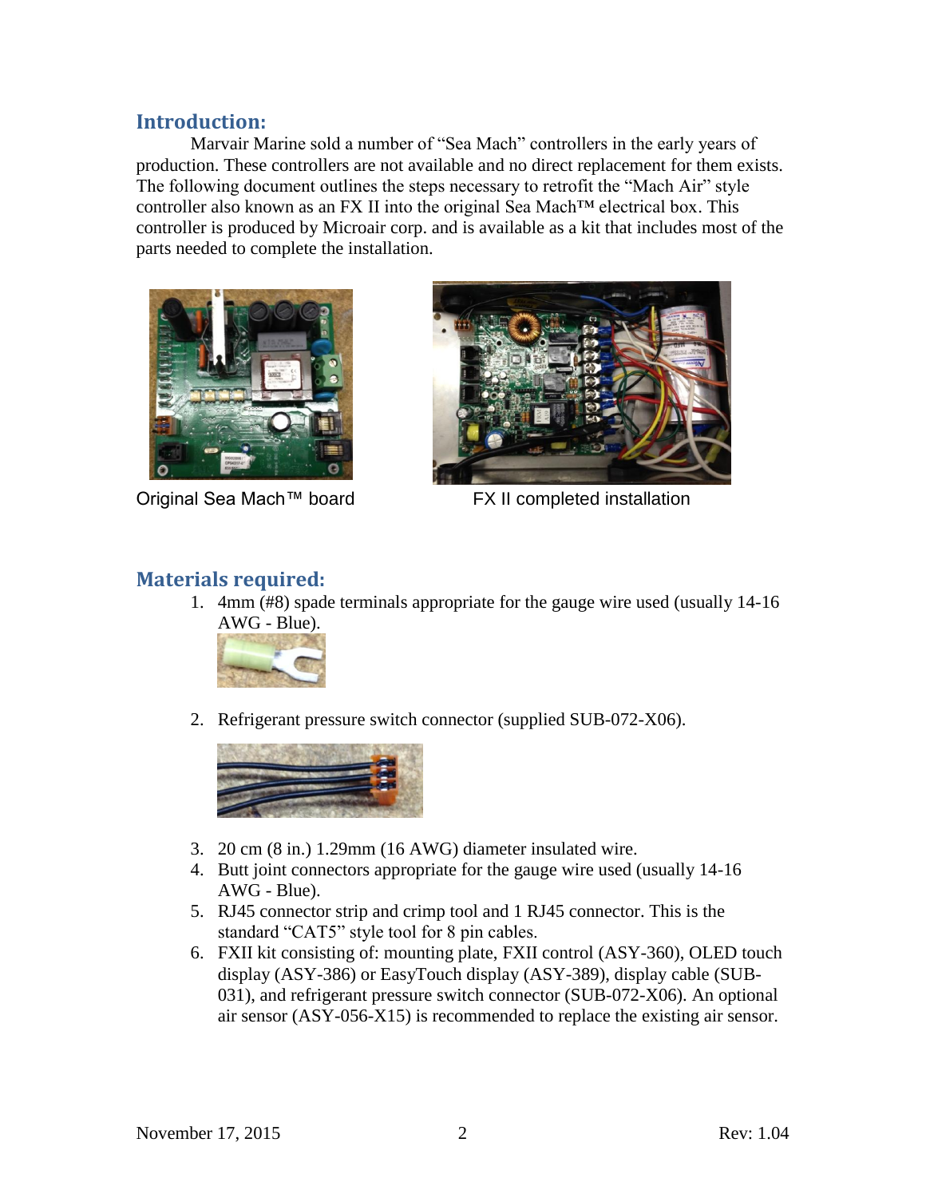## Introduction:

Marvair Marine sold a number of "Sea Mach" controllers in the early years of production. These controllers are not available and no direct replacement for them exists. The following document outlines the steps necessary to retrofit the "Mach Air" style controller also known as an FX II into the original Sea Mach™ electrical box. This controller is produced by Microair corp. and is available as a kit that includes most of the parts needed to complete the installation.

Original Sea Mach™ board

FX II completed installation

## Materials required:

1. 4mm (#8) spade terminals appropriate for the gauge wire used (usually 14-16 AWG - Blue).
2. Refrigerant pressure switch connector (supplied SUB-072-X06).
3. 20 cm (8 in.) 1.29mm (16 AWG) diameter insulated wire.
4. Butt joint connectors appropriate for the gauge wire used (usually 14-16 AWG - Blue).
5. RJ45 connector strip and crimp tool and 1 RJ45 connector. This is the standard "CAT5" style tool for 8 pin cables.
6. FXII kit consisting of: mounting plate, FXII control (ASY-360), OLED touch display (ASY-386) or EasyTouch display (ASY-389), display cable (SUB-031), and refrigerant pressure switch connector (SUB-072-X06). An optional air sensor (ASY-056-X15) is recommended to replace the existing air sensor.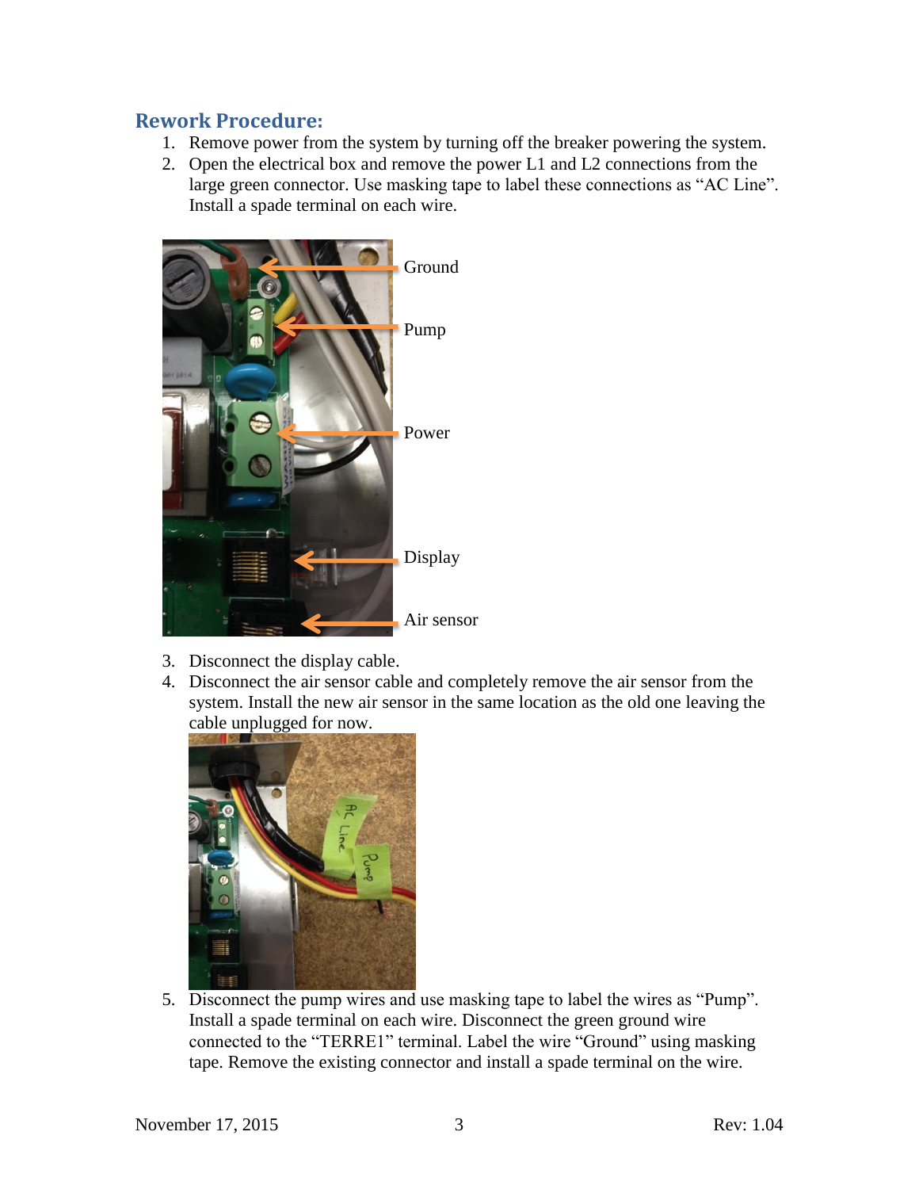## Rework Procedure:

1. Remove power from the system by turning off the breaker powering the system.
2. Open the electrical box and remove the power L1 and L2 connections from the large green connector. Use masking tape to label these connections as “AC Line”. Install a spade terminal on each wire.

3. Disconnect the display cable.
4. Disconnect the air sensor cable and completely remove the air sensor from the system. Install the new air sensor in the same location as the old one leaving the cable unplugged for now.

5. Disconnect the pump wires and use masking tape to label the wires as “Pump”. Install a spade terminal on each wire. Disconnect the green ground wire connected to the “TERRE1” terminal. Label the wire “Ground” using masking tape. Remove the existing connector and install a spade terminal on the wire.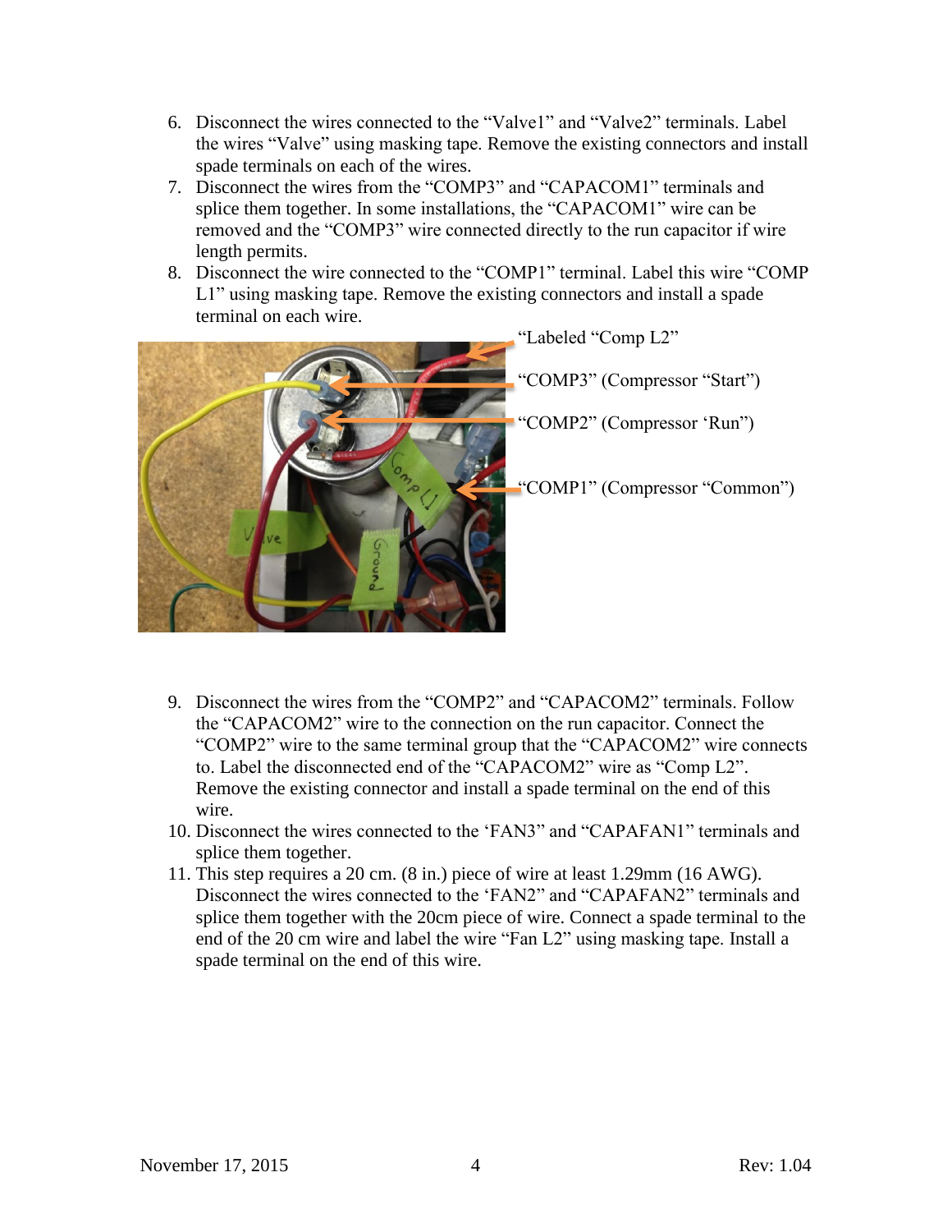6. Disconnect the wires connected to the “Valve1” and “Valve2” terminals. Label the wires “Valve” using masking tape. Remove the existing connectors and install spade terminals on each of the wires.
7. Disconnect the wires from the “COMP3” and “CAPACOM1” terminals and splice them together. In some installations, the “CAPACOM1” wire can be removed and the “COMP3” wire connected directly to the run capacitor if wire length permits.
8. Disconnect the wire connected to the “COMP1” terminal. Label this wire “COMP L1” using masking tape. Remove the existing connectors and install a spade terminal on each wire.

“Labeled “Comp L2”

“COMP3” (Compressor “Start”)

“COMP2” (Compressor ‘Run”)

“COMP1” (Compressor “Common”)

9. Disconnect the wires from the “COMP2” and “CAPACOM2” terminals. Follow the “CAPACOM2” wire to the connection on the run capacitor. Connect the “COMP2” wire to the same terminal group that the “CAPACOM2” wire connects to. Label the disconnected end of the “CAPACOM2” wire as “Comp L2”. Remove the existing connector and install a spade terminal on the end of this wire.
10. Disconnect the wires connected to the ‘FAN3” and “CAPAFAN1” terminals and splice them together.
11. This step requires a 20 cm. (8 in.) piece of wire at least 1.29mm (16 AWG). Disconnect the wires connected to the ‘FAN2” and “CAPAFAN2” terminals and splice them together with the 20cm piece of wire. Connect a spade terminal to the end of the 20 cm wire and label the wire “Fan L2” using masking tape. Install a spade terminal on the end of this wire.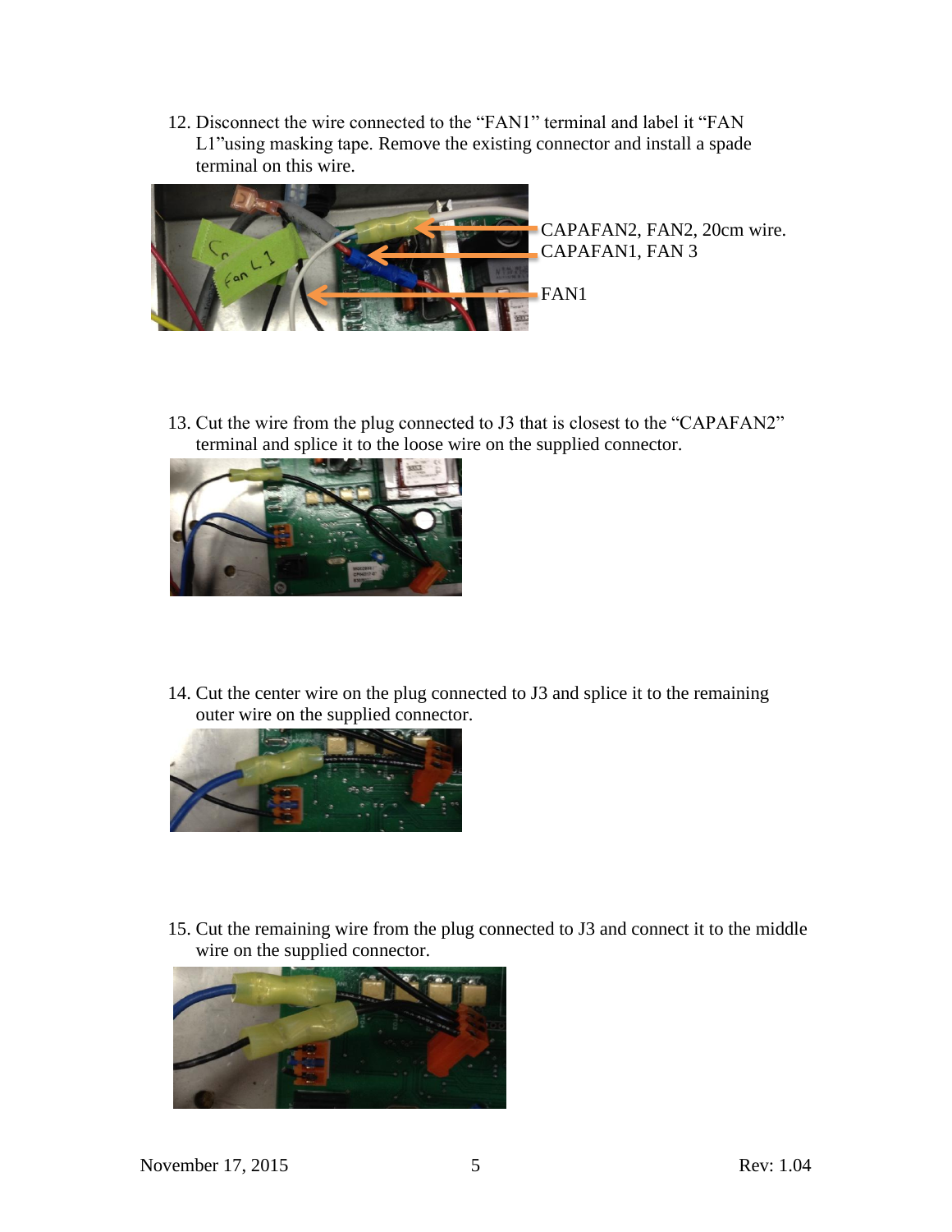12. Disconnect the wire connected to the "FAN1" terminal and label it "FAN L1"using masking tape. Remove the existing connector and install a spade terminal on this wire.

CAPAFAN2, FAN2, 20cm wire.
CAPAFAN1, FAN 3
FAN1

13. Cut the wire from the plug connected to J3 that is closest to the "CAPAFAN2" terminal and splice it to the loose wire on the supplied connector.

14. Cut the center wire on the plug connected to J3 and splice it to the remaining outer wire on the supplied connector.

15. Cut the remaining wire from the plug connected to J3 and connect it to the middle wire on the supplied connector.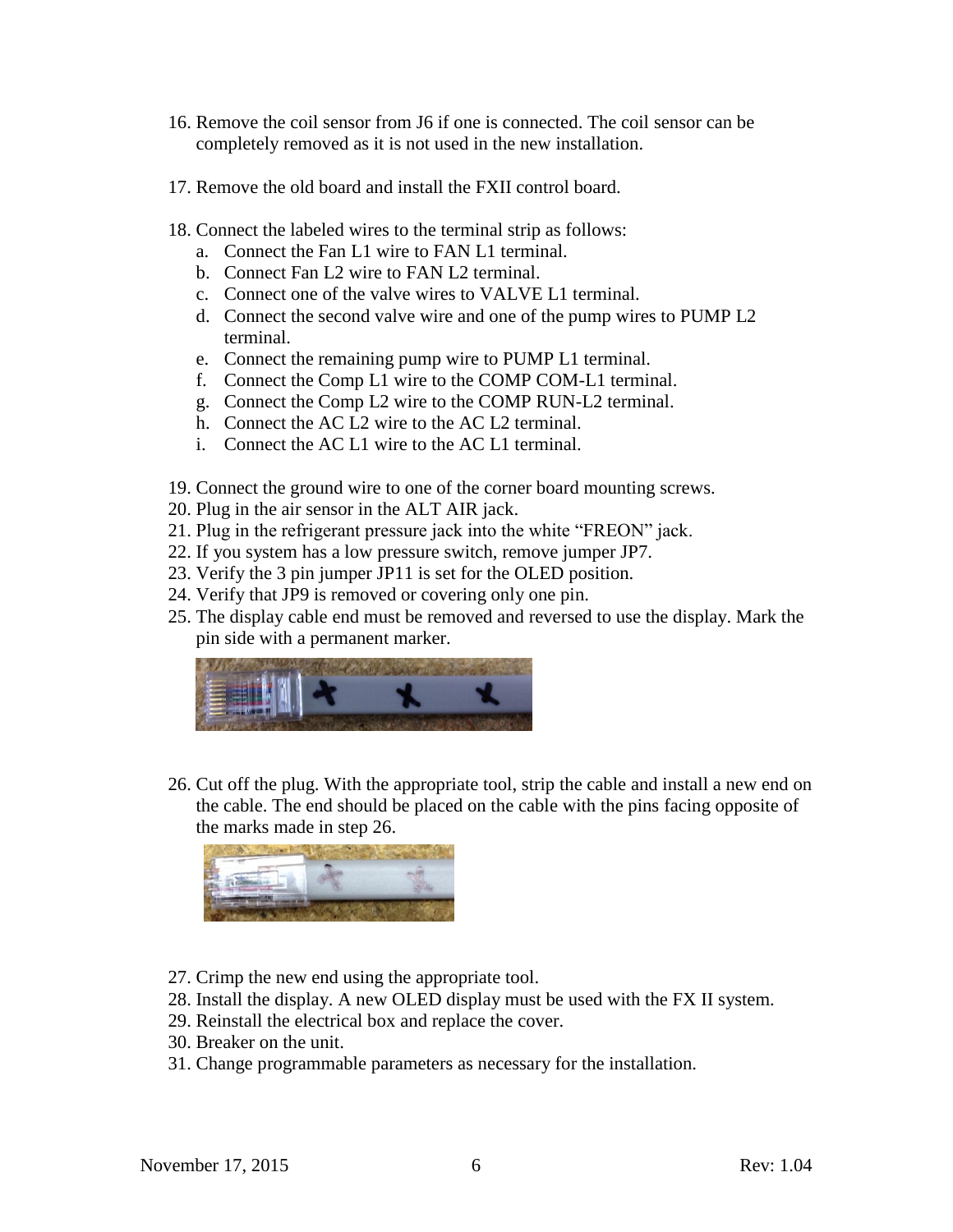16. Remove the coil sensor from J6 if one is connected. The coil sensor can be completely removed as it is not used in the new installation.

17. Remove the old board and install the FXII control board.

18. Connect the labeled wires to the terminal strip as follows:
    a. Connect the Fan L1 wire to FAN L1 terminal.
    b. Connect Fan L2 wire to FAN L2 terminal.
    c. Connect one of the valve wires to VALVE L1 terminal.
    d. Connect the second valve wire and one of the pump wires to PUMP L2 terminal.
    e. Connect the remaining pump wire to PUMP L1 terminal.
    f. Connect the Comp L1 wire to the COMP COM-L1 terminal.
    g. Connect the Comp L2 wire to the COMP RUN-L2 terminal.
    h. Connect the AC L2 wire to the AC L2 terminal.
    i. Connect the AC L1 wire to the AC L1 terminal.

19. Connect the ground wire to one of the corner board mounting screws.
20. Plug in the air sensor in the ALT AIR jack.
21. Plug in the refrigerant pressure jack into the white "FREON" jack.
22. If you system has a low pressure switch, remove jumper JP7.
23. Verify the 3 pin jumper JP11 is set for the OLED position.
24. Verify that JP9 is removed or covering only one pin.
25. The display cable end must be removed and reversed to use the display. Mark the pin side with a permanent marker.

26. Cut off the plug. With the appropriate tool, strip the cable and install a new end on the cable. The end should be placed on the cable with the pins facing opposite of the marks made in step 26.

27. Crimp the new end using the appropriate tool.
28. Install the display. A new OLED display must be used with the FX II system.
29. Reinstall the electrical box and replace the cover.
30. Breaker on the unit.
31. Change programmable parameters as necessary for the installation.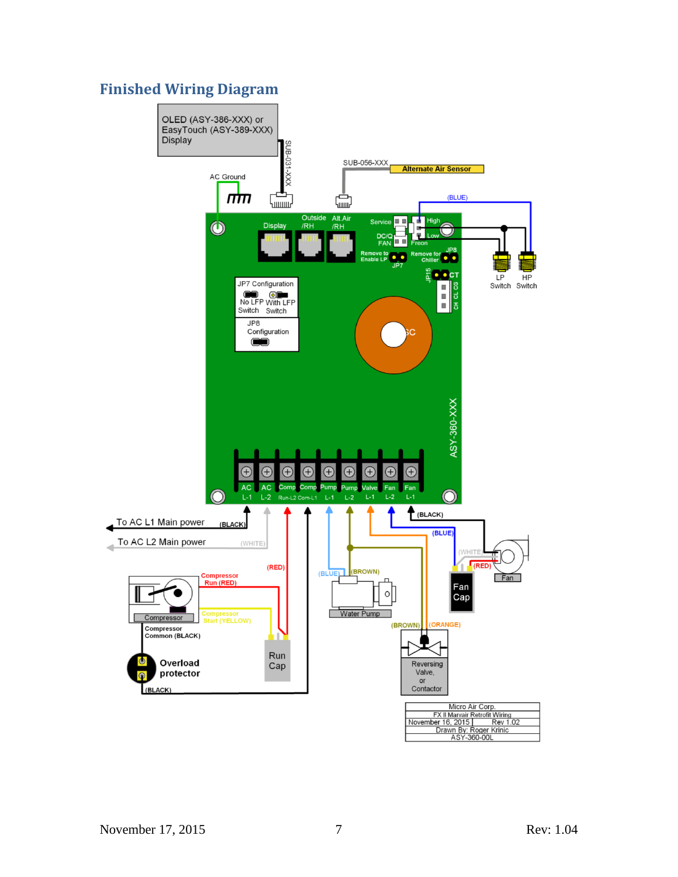## Finished Wiring Diagram

OLED (ASY-386-XXX) or EasyTouch (ASY-389-XXX) Display

SUB-031-XXX

AC Ground

SUB-056-XXX

Alternate Air Sensor

(BLUE)

Display

Outside /RH

Alt Air /RH

Service

DC/Q FAN

High

Low

Freon

Remove to Enable LP

JP7

Remove for Chiller

JP8

LP Switch

HP Switch

JP15

CT

CH CL CG

JP7 Configuration

No LFP Switch

With LFP Switch

JP8 Configuration

SC

ASY-360-XXX

| AC | AC | Comp | Comp | Pump | Pump | Valve | Fan | Fan |
|---|---|---|---|---|---|---|---|---|
| L-1 | L-2 | Run-L2 | Com-L1 | L-1 | L-2 | L-1 | L-2 | L-1 |

To AC L1 Main power (BLACK)

To AC L2 Main power (WHITE)

(RED)

(BLACK)

(BLUE)

(WHITE)

(RED)

Fan

Fan Cap

Compressor Run (RED)

Compressor

Compressor Start (YELLOW)

Compressor Common (BLACK)

Overload protector

(BLACK)

Run Cap

(BLUE)

(BROWN)

Water Pump

(BROWN)

(ORANGE)

Reversing Valve, or Contactor

| Micro Air Corp. | |
|---|---|
| FX II Marvair Retrofit Wiring | |
| November 16, 2015 | Rev 1.02 |
| Drawn By: Roger Krinic | |
| ASY-360-00L | |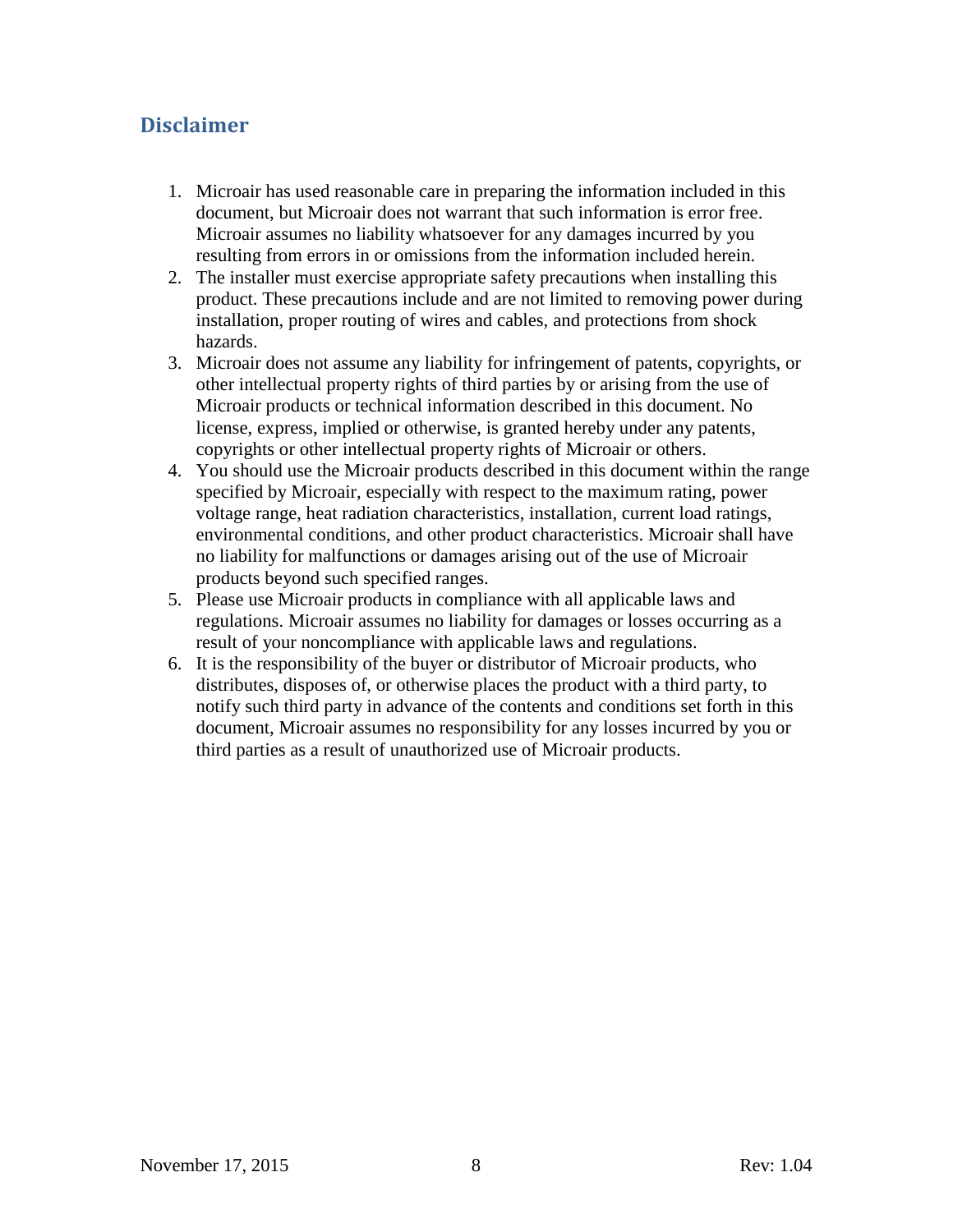## Disclaimer

1. Microair has used reasonable care in preparing the information included in this document, but Microair does not warrant that such information is error free. Microair assumes no liability whatsoever for any damages incurred by you resulting from errors in or omissions from the information included herein.
2. The installer must exercise appropriate safety precautions when installing this product. These precautions include and are not limited to removing power during installation, proper routing of wires and cables, and protections from shock hazards.
3. Microair does not assume any liability for infringement of patents, copyrights, or other intellectual property rights of third parties by or arising from the use of Microair products or technical information described in this document. No license, express, implied or otherwise, is granted hereby under any patents, copyrights or other intellectual property rights of Microair or others.
4. You should use the Microair products described in this document within the range specified by Microair, especially with respect to the maximum rating, power voltage range, heat radiation characteristics, installation, current load ratings, environmental conditions, and other product characteristics. Microair shall have no liability for malfunctions or damages arising out of the use of Microair products beyond such specified ranges.
5. Please use Microair products in compliance with all applicable laws and regulations. Microair assumes no liability for damages or losses occurring as a result of your noncompliance with applicable laws and regulations.
6. It is the responsibility of the buyer or distributor of Microair products, who distributes, disposes of, or otherwise places the product with a third party, to notify such third party in advance of the contents and conditions set forth in this document, Microair assumes no responsibility for any losses incurred by you or third parties as a result of unauthorized use of Microair products.